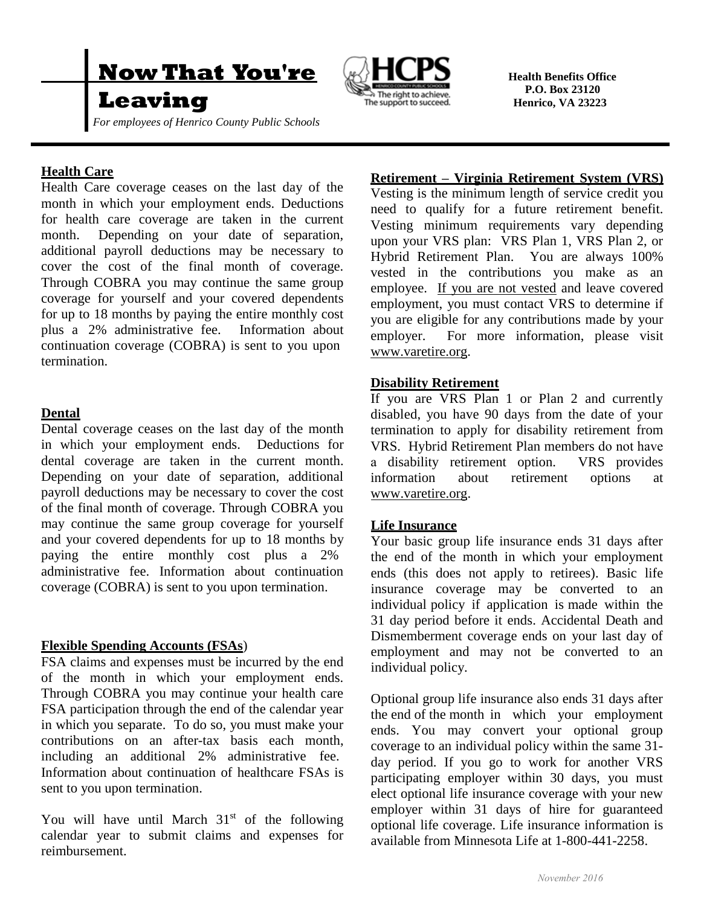# Now That You're Leaving

*For employees of Henrico County Public Schools*

**Health Benefits Office**
**P.O. Box 23120**
**Henrico, VA 23223**

## Health Care

Health Care coverage ceases on the last day of the month in which your employment ends. Deductions for health care coverage are taken in the current month. Depending on your date of separation, additional payroll deductions may be necessary to cover the cost of the final month of coverage. Through COBRA you may continue the same group coverage for yourself and your covered dependents for up to 18 months by paying the entire monthly cost plus a 2% administrative fee. Information about continuation coverage (COBRA) is sent to you upon termination.

## Dental

Dental coverage ceases on the last day of the month in which your employment ends. Deductions for dental coverage are taken in the current month. Depending on your date of separation, additional payroll deductions may be necessary to cover the cost of the final month of coverage. Through COBRA you may continue the same group coverage for yourself and your covered dependents for up to 18 months by paying the entire monthly cost plus a 2% administrative fee. Information about continuation coverage (COBRA) is sent to you upon termination.

## Flexible Spending Accounts (FSAs)

FSA claims and expenses must be incurred by the end of the month in which your employment ends. Through COBRA you may continue your health care FSA participation through the end of the calendar year in which you separate. To do so, you must make your contributions on an after-tax basis each month, including an additional 2% administrative fee. Information about continuation of healthcare FSAs is sent to you upon termination.

You will have until March 31st of the following calendar year to submit claims and expenses for reimbursement.

## Retirement – Virginia Retirement System (VRS)

Vesting is the minimum length of service credit you need to qualify for a future retirement benefit. Vesting minimum requirements vary depending upon your VRS plan: VRS Plan 1, VRS Plan 2, or Hybrid Retirement Plan. You are always 100% vested in the contributions you make as an employee. If you are not vested and leave covered employment, you must contact VRS to determine if you are eligible for any contributions made by your employer. For more information, please visit www.varetire.org.

## Disability Retirement

If you are VRS Plan 1 or Plan 2 and currently disabled, you have 90 days from the date of your termination to apply for disability retirement from VRS. Hybrid Retirement Plan members do not have a disability retirement option. VRS provides information about retirement options at www.varetire.org.

## Life Insurance

Your basic group life insurance ends 31 days after the end of the month in which your employment ends (this does not apply to retirees). Basic life insurance coverage may be converted to an individual policy if application is made within the 31 day period before it ends. Accidental Death and Dismemberment coverage ends on your last day of employment and may not be converted to an individual policy.

Optional group life insurance also ends 31 days after the end of the month in which your employment ends. You may convert your optional group coverage to an individual policy within the same 31-day period. If you go to work for another VRS participating employer within 30 days, you must elect optional life insurance coverage with your new employer within 31 days of hire for guaranteed optional life coverage. Life insurance information is available from Minnesota Life at 1-800-441-2258.

*November 2016*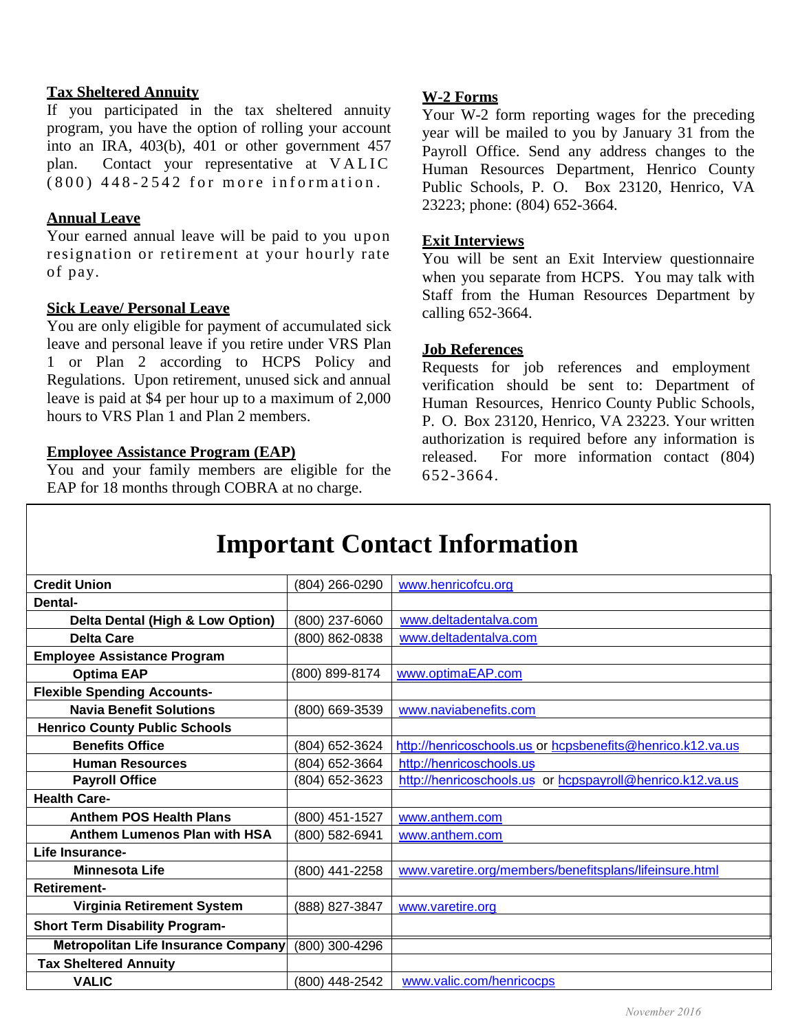### Tax Sheltered Annuity

If you participated in the tax sheltered annuity program, you have the option of rolling your account into an IRA, 403(b), 401 or other government 457 plan. Contact your representative at VALIC (800) 448-2542 for more information.

### Annual Leave

Your earned annual leave will be paid to you upon resignation or retirement at your hourly rate of pay.

### Sick Leave/ Personal Leave

You are only eligible for payment of accumulated sick leave and personal leave if you retire under VRS Plan 1 or Plan 2 according to HCPS Policy and Regulations. Upon retirement, unused sick and annual leave is paid at $4 per hour up to a maximum of 2,000 hours to VRS Plan 1 and Plan 2 members.

### Employee Assistance Program (EAP)

You and your family members are eligible for the EAP for 18 months through COBRA at no charge.

### W-2 Forms

Your W-2 form reporting wages for the preceding year will be mailed to you by January 31 from the Payroll Office. Send any address changes to the Human Resources Department, Henrico County Public Schools, P. O. Box 23120, Henrico, VA 23223; phone: (804) 652-3664.

### Exit Interviews

You will be sent an Exit Interview questionnaire when you separate from HCPS. You may talk with Staff from the Human Resources Department by calling 652-3664.

### Job References

Requests for job references and employment verification should be sent to: Department of Human Resources, Henrico County Public Schools, P. O. Box 23120, Henrico, VA 23223. Your written authorization is required before any information is released. For more information contact (804) 652-3664.

# Important Contact Information

| | | |
|---|---|---|
| **Credit Union** | (804) 266-0290 | www.henricofcu.org |
| **Dental-** | | |
| **Delta Dental (High & Low Option)** | (800) 237-6060 | www.deltadentalva.com |
| **Delta Care** | (800) 862-0838 | www.deltadentalva.com |
| **Employee Assistance Program** | | |
| **Optima EAP** | (800) 899-8174 | www.optimaEAP.com |
| **Flexible Spending Accounts-** | | |
| **Navia Benefit Solutions** | (800) 669-3539 | www.naviabenefits.com |
| **Henrico County Public Schools** | | |
| **Benefits Office** | (804) 652-3624 | http://henricoschools.us or hcpsbenefits@henrico.k12.va.us |
| **Human Resources** | (804) 652-3664 | http://henricoschools.us |
| **Payroll Office** | (804) 652-3623 | http://henricoschools.us or hcpspayroll@henrico.k12.va.us |
| **Health Care-** | | |
| **Anthem POS Health Plans** | (800) 451-1527 | www.anthem.com |
| **Anthem Lumenos Plan with HSA** | (800) 582-6941 | www.anthem.com |
| **Life Insurance-** | | |
| **Minnesota Life** | (800) 441-2258 | www.varetire.org/members/benefitsplans/lifeinsure.html |
| **Retirement-** | | |
| **Virginia Retirement System** | (888) 827-3847 | www.varetire.org |
| **Short Term Disability Program-** | | |
| **Metropolitan Life Insurance Company** | (800) 300-4296 | |
| **Tax Sheltered Annuity** | | |
| **VALIC** | (800) 448-2542 | www.valic.com/henricocps |

*November 2016*